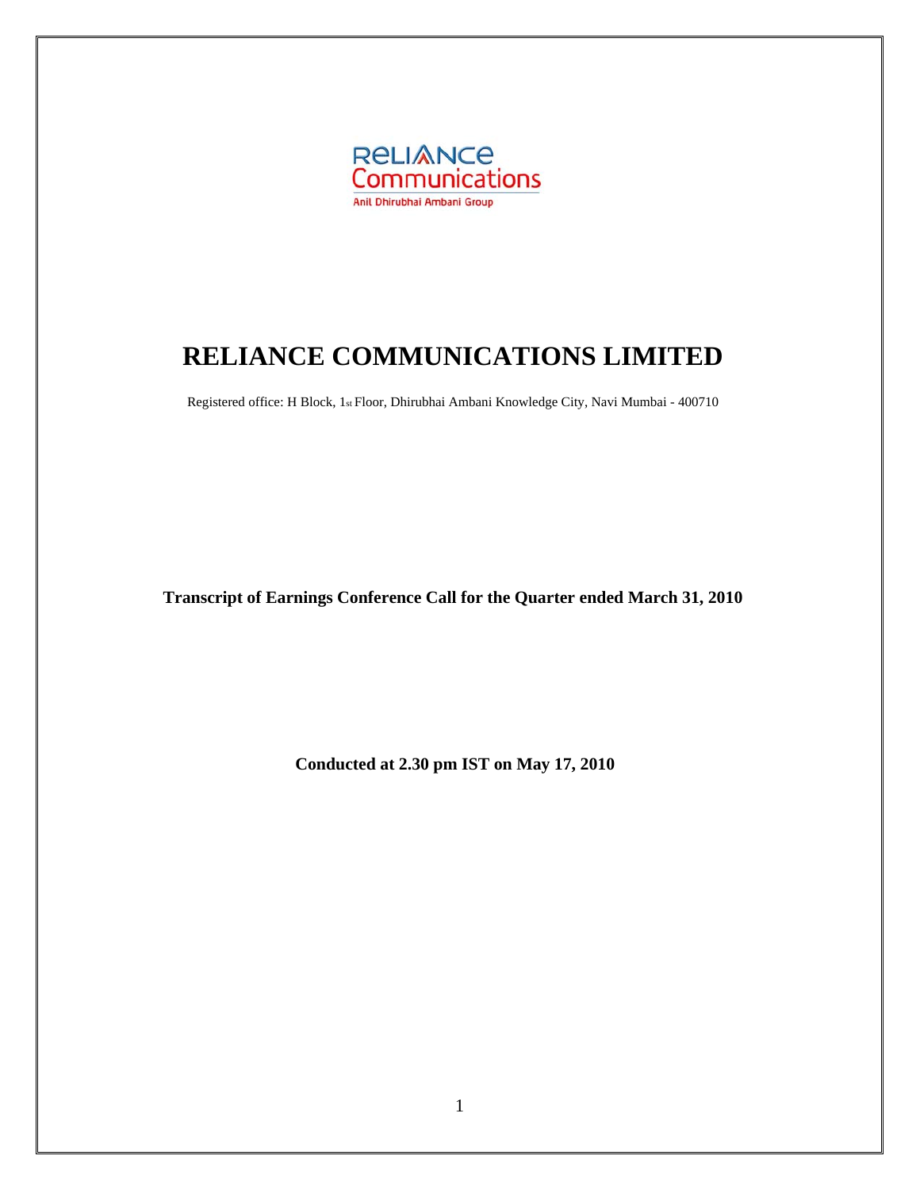RELIANCE Communications

Anil Dhirubhai Ambani Group

# RELIANCE COMMUNICATIONS LIMITED

Registered office: H Block, 1st Floor, Dhirubhai Ambani Knowledge City, Navi Mumbai - 400710

**Transcript of Earnings Conference Call for the Quarter ended March 31, 2010**

**Conducted at 2.30 pm IST on May 17, 2010**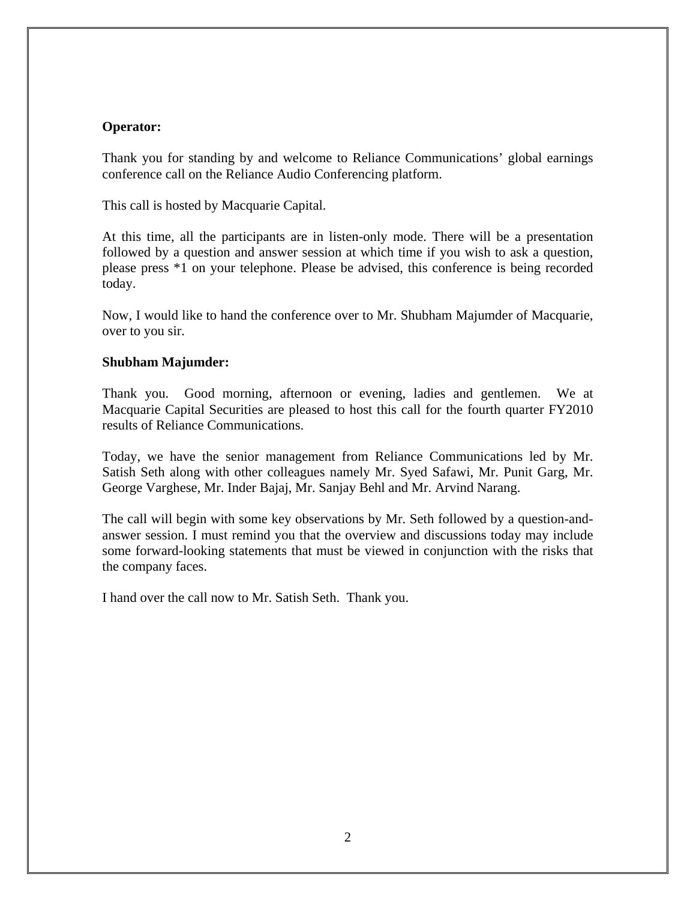**Operator:**

Thank you for standing by and welcome to Reliance Communications' global earnings conference call on the Reliance Audio Conferencing platform.

This call is hosted by Macquarie Capital.

At this time, all the participants are in listen-only mode. There will be a presentation followed by a question and answer session at which time if you wish to ask a question, please press *1 on your telephone. Please be advised, this conference is being recorded today.

Now, I would like to hand the conference over to Mr. Shubham Majumder of Macquarie, over to you sir.

**Shubham Majumder:**

Thank you. Good morning, afternoon or evening, ladies and gentlemen. We at Macquarie Capital Securities are pleased to host this call for the fourth quarter FY2010 results of Reliance Communications.

Today, we have the senior management from Reliance Communications led by Mr. Satish Seth along with other colleagues namely Mr. Syed Safawi, Mr. Punit Garg, Mr. George Varghese, Mr. Inder Bajaj, Mr. Sanjay Behl and Mr. Arvind Narang.

The call will begin with some key observations by Mr. Seth followed by a question-and-answer session. I must remind you that the overview and discussions today may include some forward-looking statements that must be viewed in conjunction with the risks that the company faces.

I hand over the call now to Mr. Satish Seth. Thank you.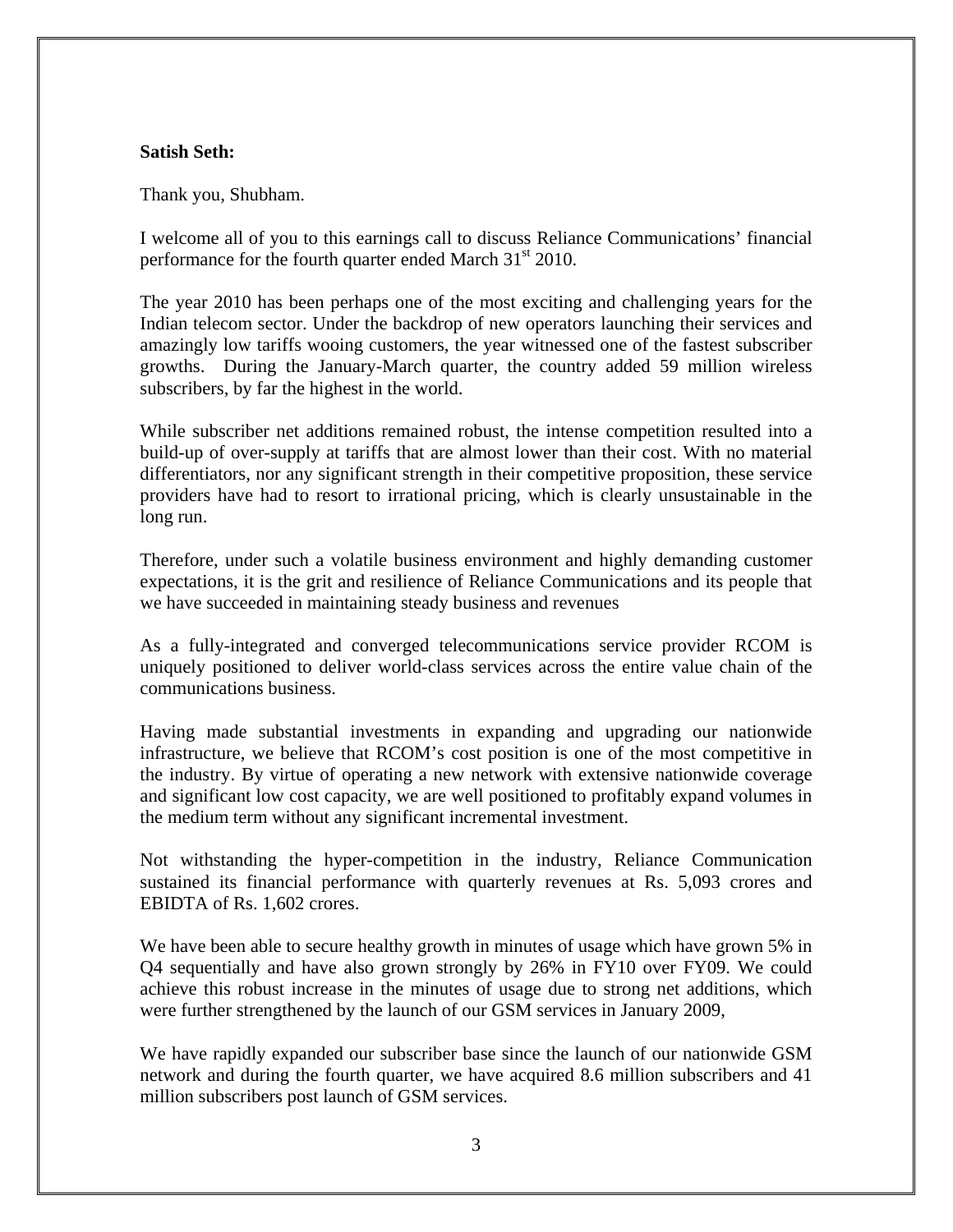**Satish Seth:**

Thank you, Shubham.

I welcome all of you to this earnings call to discuss Reliance Communications' financial performance for the fourth quarter ended March 31st 2010.

The year 2010 has been perhaps one of the most exciting and challenging years for the Indian telecom sector. Under the backdrop of new operators launching their services and amazingly low tariffs wooing customers, the year witnessed one of the fastest subscriber growths. During the January-March quarter, the country added 59 million wireless subscribers, by far the highest in the world.

While subscriber net additions remained robust, the intense competition resulted into a build-up of over-supply at tariffs that are almost lower than their cost. With no material differentiators, nor any significant strength in their competitive proposition, these service providers have had to resort to irrational pricing, which is clearly unsustainable in the long run.

Therefore, under such a volatile business environment and highly demanding customer expectations, it is the grit and resilience of Reliance Communications and its people that we have succeeded in maintaining steady business and revenues

As a fully-integrated and converged telecommunications service provider RCOM is uniquely positioned to deliver world-class services across the entire value chain of the communications business.

Having made substantial investments in expanding and upgrading our nationwide infrastructure, we believe that RCOM's cost position is one of the most competitive in the industry. By virtue of operating a new network with extensive nationwide coverage and significant low cost capacity, we are well positioned to profitably expand volumes in the medium term without any significant incremental investment.

Not withstanding the hyper-competition in the industry, Reliance Communication sustained its financial performance with quarterly revenues at Rs. 5,093 crores and EBIDTA of Rs. 1,602 crores.

We have been able to secure healthy growth in minutes of usage which have grown 5% in Q4 sequentially and have also grown strongly by 26% in FY10 over FY09. We could achieve this robust increase in the minutes of usage due to strong net additions, which were further strengthened by the launch of our GSM services in January 2009,

We have rapidly expanded our subscriber base since the launch of our nationwide GSM network and during the fourth quarter, we have acquired 8.6 million subscribers and 41 million subscribers post launch of GSM services.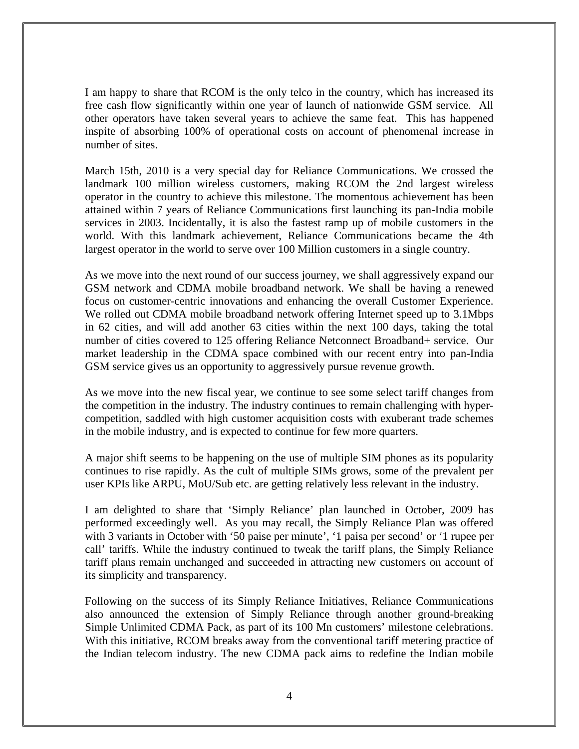I am happy to share that RCOM is the only telco in the country, which has increased its free cash flow significantly within one year of launch of nationwide GSM service. All other operators have taken several years to achieve the same feat. This has happened inspite of absorbing 100% of operational costs on account of phenomenal increase in number of sites.

March 15th, 2010 is a very special day for Reliance Communications. We crossed the landmark 100 million wireless customers, making RCOM the 2nd largest wireless operator in the country to achieve this milestone. The momentous achievement has been attained within 7 years of Reliance Communications first launching its pan-India mobile services in 2003. Incidentally, it is also the fastest ramp up of mobile customers in the world. With this landmark achievement, Reliance Communications became the 4th largest operator in the world to serve over 100 Million customers in a single country.

As we move into the next round of our success journey, we shall aggressively expand our GSM network and CDMA mobile broadband network. We shall be having a renewed focus on customer-centric innovations and enhancing the overall Customer Experience. We rolled out CDMA mobile broadband network offering Internet speed up to 3.1Mbps in 62 cities, and will add another 63 cities within the next 100 days, taking the total number of cities covered to 125 offering Reliance Netconnect Broadband+ service. Our market leadership in the CDMA space combined with our recent entry into pan-India GSM service gives us an opportunity to aggressively pursue revenue growth.

As we move into the new fiscal year, we continue to see some select tariff changes from the competition in the industry. The industry continues to remain challenging with hyper-competition, saddled with high customer acquisition costs with exuberant trade schemes in the mobile industry, and is expected to continue for few more quarters.

A major shift seems to be happening on the use of multiple SIM phones as its popularity continues to rise rapidly. As the cult of multiple SIMs grows, some of the prevalent per user KPIs like ARPU, MoU/Sub etc. are getting relatively less relevant in the industry.

I am delighted to share that 'Simply Reliance' plan launched in October, 2009 has performed exceedingly well. As you may recall, the Simply Reliance Plan was offered with 3 variants in October with '50 paise per minute', '1 paisa per second' or '1 rupee per call' tariffs. While the industry continued to tweak the tariff plans, the Simply Reliance tariff plans remain unchanged and succeeded in attracting new customers on account of its simplicity and transparency.

Following on the success of its Simply Reliance Initiatives, Reliance Communications also announced the extension of Simply Reliance through another ground-breaking Simple Unlimited CDMA Pack, as part of its 100 Mn customers' milestone celebrations. With this initiative, RCOM breaks away from the conventional tariff metering practice of the Indian telecom industry. The new CDMA pack aims to redefine the Indian mobile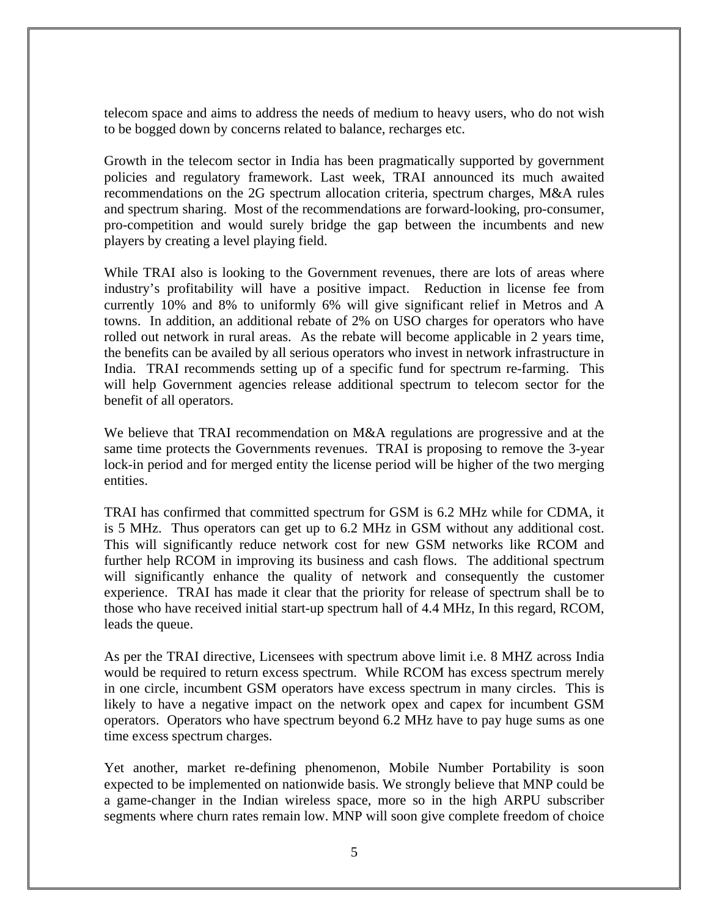telecom space and aims to address the needs of medium to heavy users, who do not wish to be bogged down by concerns related to balance, recharges etc.

Growth in the telecom sector in India has been pragmatically supported by government policies and regulatory framework. Last week, TRAI announced its much awaited recommendations on the 2G spectrum allocation criteria, spectrum charges, M&A rules and spectrum sharing. Most of the recommendations are forward-looking, pro-consumer, pro-competition and would surely bridge the gap between the incumbents and new players by creating a level playing field.

While TRAI also is looking to the Government revenues, there are lots of areas where industry's profitability will have a positive impact. Reduction in license fee from currently 10% and 8% to uniformly 6% will give significant relief in Metros and A towns. In addition, an additional rebate of 2% on USO charges for operators who have rolled out network in rural areas. As the rebate will become applicable in 2 years time, the benefits can be availed by all serious operators who invest in network infrastructure in India. TRAI recommends setting up of a specific fund for spectrum re-farming. This will help Government agencies release additional spectrum to telecom sector for the benefit of all operators.

We believe that TRAI recommendation on M&A regulations are progressive and at the same time protects the Governments revenues. TRAI is proposing to remove the 3-year lock-in period and for merged entity the license period will be higher of the two merging entities.

TRAI has confirmed that committed spectrum for GSM is 6.2 MHz while for CDMA, it is 5 MHz. Thus operators can get up to 6.2 MHz in GSM without any additional cost. This will significantly reduce network cost for new GSM networks like RCOM and further help RCOM in improving its business and cash flows. The additional spectrum will significantly enhance the quality of network and consequently the customer experience. TRAI has made it clear that the priority for release of spectrum shall be to those who have received initial start-up spectrum hall of 4.4 MHz, In this regard, RCOM, leads the queue.

As per the TRAI directive, Licensees with spectrum above limit i.e. 8 MHZ across India would be required to return excess spectrum. While RCOM has excess spectrum merely in one circle, incumbent GSM operators have excess spectrum in many circles. This is likely to have a negative impact on the network opex and capex for incumbent GSM operators. Operators who have spectrum beyond 6.2 MHz have to pay huge sums as one time excess spectrum charges.

Yet another, market re-defining phenomenon, Mobile Number Portability is soon expected to be implemented on nationwide basis. We strongly believe that MNP could be a game-changer in the Indian wireless space, more so in the high ARPU subscriber segments where churn rates remain low. MNP will soon give complete freedom of choice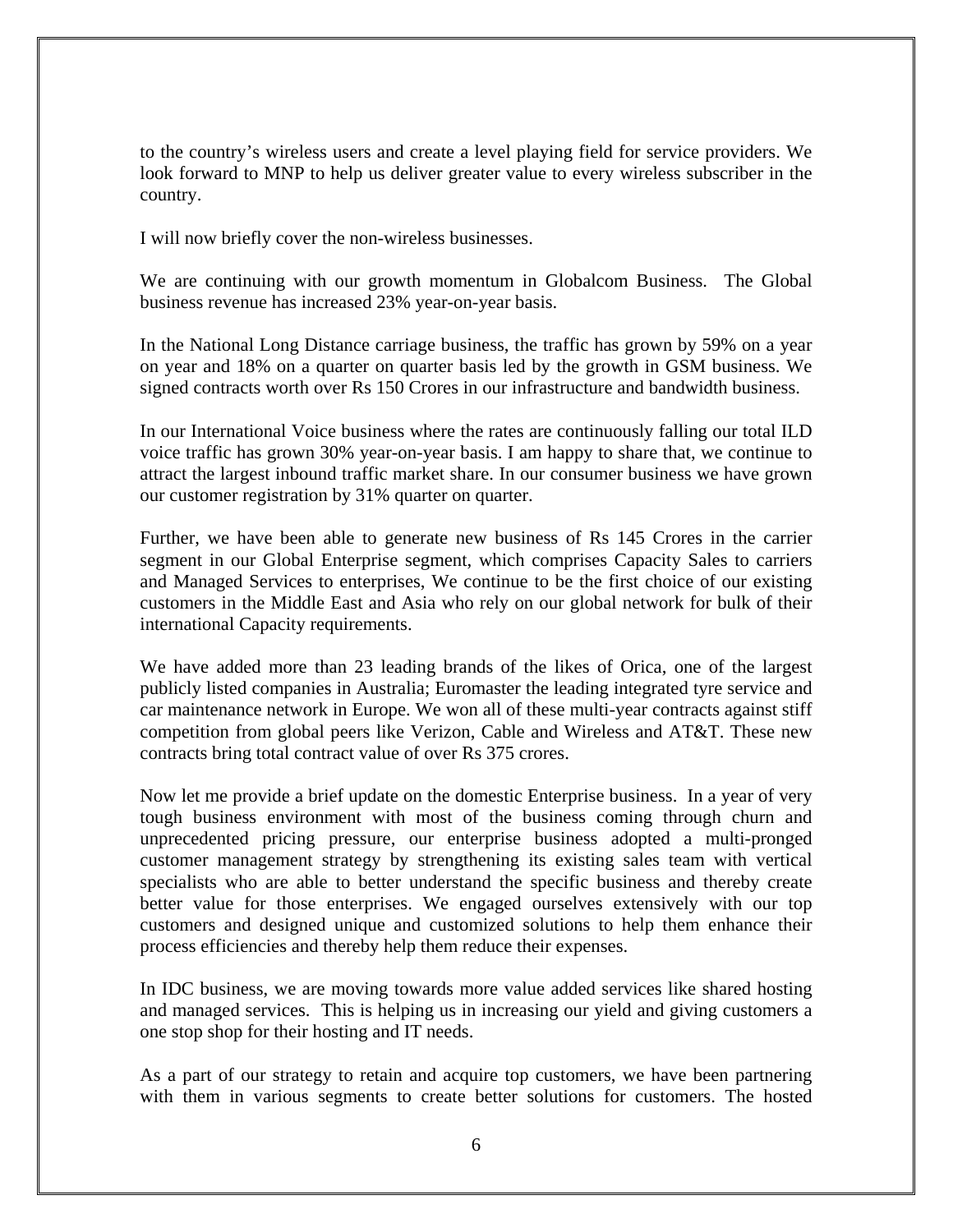to the country's wireless users and create a level playing field for service providers. We look forward to MNP to help us deliver greater value to every wireless subscriber in the country.

I will now briefly cover the non-wireless businesses.

We are continuing with our growth momentum in Globalcom Business. The Global business revenue has increased 23% year-on-year basis.

In the National Long Distance carriage business, the traffic has grown by 59% on a year on year and 18% on a quarter on quarter basis led by the growth in GSM business. We signed contracts worth over Rs 150 Crores in our infrastructure and bandwidth business.

In our International Voice business where the rates are continuously falling our total ILD voice traffic has grown 30% year-on-year basis. I am happy to share that, we continue to attract the largest inbound traffic market share. In our consumer business we have grown our customer registration by 31% quarter on quarter.

Further, we have been able to generate new business of Rs 145 Crores in the carrier segment in our Global Enterprise segment, which comprises Capacity Sales to carriers and Managed Services to enterprises, We continue to be the first choice of our existing customers in the Middle East and Asia who rely on our global network for bulk of their international Capacity requirements.

We have added more than 23 leading brands of the likes of Orica, one of the largest publicly listed companies in Australia; Euromaster the leading integrated tyre service and car maintenance network in Europe. We won all of these multi-year contracts against stiff competition from global peers like Verizon, Cable and Wireless and AT&T. These new contracts bring total contract value of over Rs 375 crores.

Now let me provide a brief update on the domestic Enterprise business. In a year of very tough business environment with most of the business coming through churn and unprecedented pricing pressure, our enterprise business adopted a multi-pronged customer management strategy by strengthening its existing sales team with vertical specialists who are able to better understand the specific business and thereby create better value for those enterprises. We engaged ourselves extensively with our top customers and designed unique and customized solutions to help them enhance their process efficiencies and thereby help them reduce their expenses.

In IDC business, we are moving towards more value added services like shared hosting and managed services. This is helping us in increasing our yield and giving customers a one stop shop for their hosting and IT needs.

As a part of our strategy to retain and acquire top customers, we have been partnering with them in various segments to create better solutions for customers. The hosted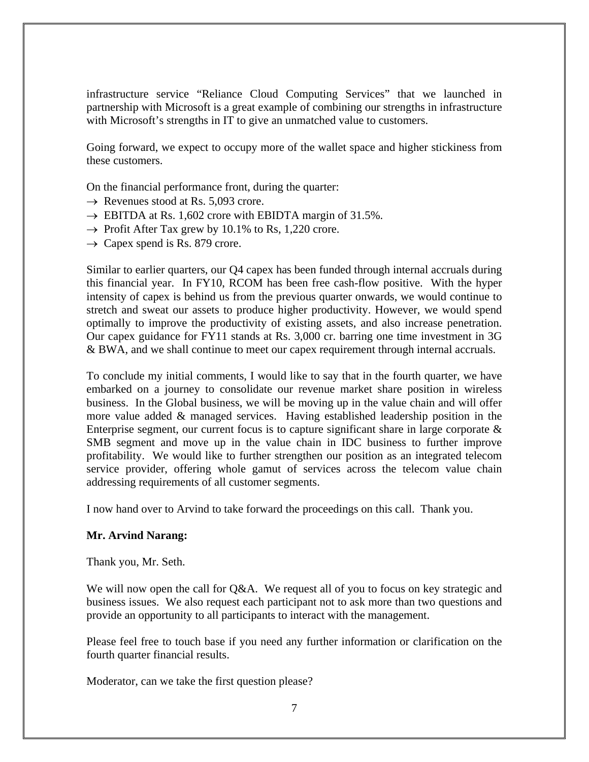infrastructure service "Reliance Cloud Computing Services" that we launched in partnership with Microsoft is a great example of combining our strengths in infrastructure with Microsoft's strengths in IT to give an unmatched value to customers.

Going forward, we expect to occupy more of the wallet space and higher stickiness from these customers.

On the financial performance front, during the quarter:

→ Revenues stood at Rs. 5,093 crore.
→ EBITDA at Rs. 1,602 crore with EBIDTA margin of 31.5%.
→ Profit After Tax grew by 10.1% to Rs, 1,220 crore.
→ Capex spend is Rs. 879 crore.

Similar to earlier quarters, our Q4 capex has been funded through internal accruals during this financial year. In FY10, RCOM has been free cash-flow positive. With the hyper intensity of capex is behind us from the previous quarter onwards, we would continue to stretch and sweat our assets to produce higher productivity. However, we would spend optimally to improve the productivity of existing assets, and also increase penetration. Our capex guidance for FY11 stands at Rs. 3,000 cr. barring one time investment in 3G & BWA, and we shall continue to meet our capex requirement through internal accruals.

To conclude my initial comments, I would like to say that in the fourth quarter, we have embarked on a journey to consolidate our revenue market share position in wireless business. In the Global business, we will be moving up in the value chain and will offer more value added & managed services. Having established leadership position in the Enterprise segment, our current focus is to capture significant share in large corporate & SMB segment and move up in the value chain in IDC business to further improve profitability. We would like to further strengthen our position as an integrated telecom service provider, offering whole gamut of services across the telecom value chain addressing requirements of all customer segments.

I now hand over to Arvind to take forward the proceedings on this call. Thank you.

**Mr. Arvind Narang:**

Thank you, Mr. Seth.

We will now open the call for Q&A. We request all of you to focus on key strategic and business issues. We also request each participant not to ask more than two questions and provide an opportunity to all participants to interact with the management.

Please feel free to touch base if you need any further information or clarification on the fourth quarter financial results.

Moderator, can we take the first question please?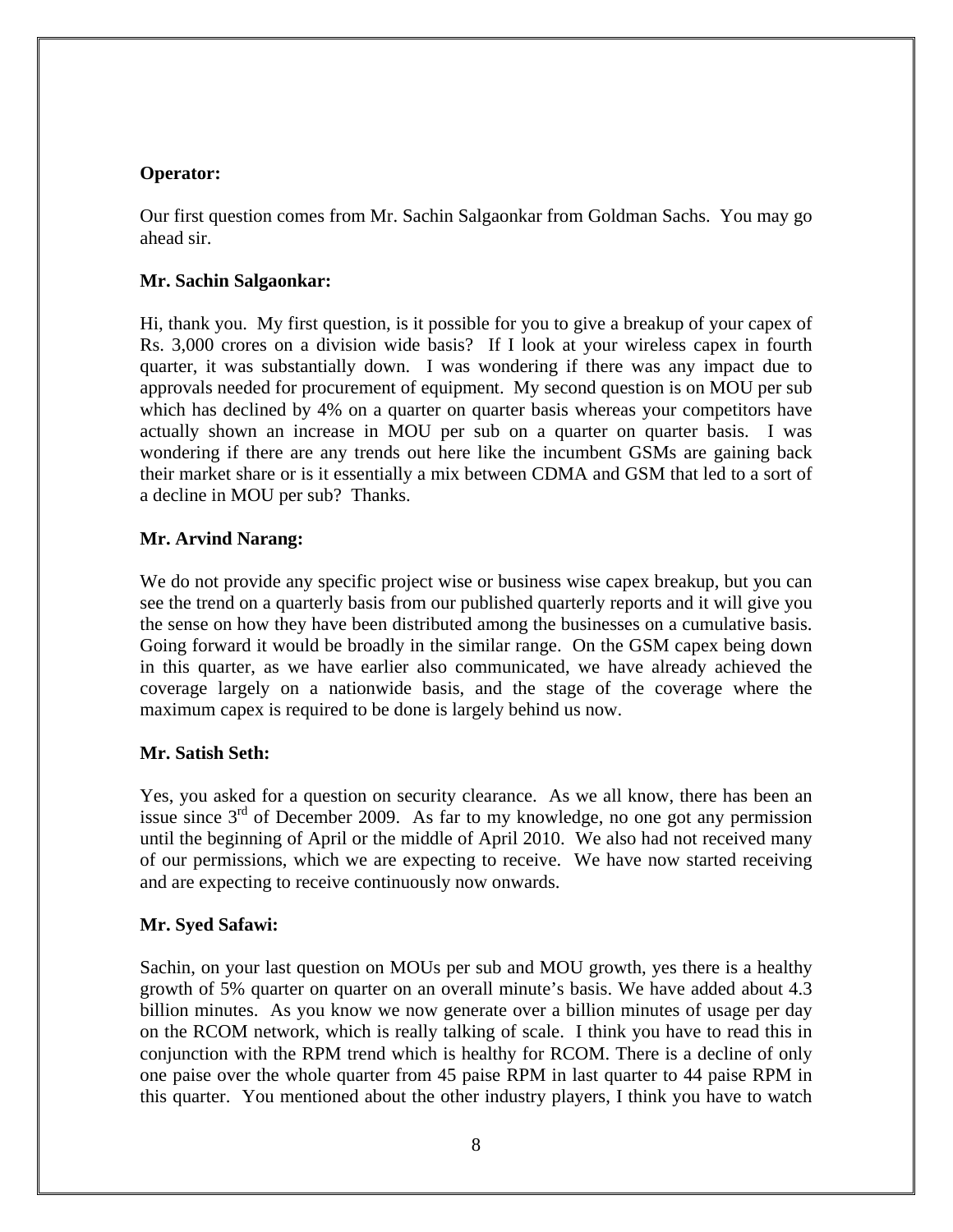**Operator:**

Our first question comes from Mr. Sachin Salgaonkar from Goldman Sachs. You may go ahead sir.

**Mr. Sachin Salgaonkar:**

Hi, thank you. My first question, is it possible for you to give a breakup of your capex of Rs. 3,000 crores on a division wide basis? If I look at your wireless capex in fourth quarter, it was substantially down. I was wondering if there was any impact due to approvals needed for procurement of equipment. My second question is on MOU per sub which has declined by 4% on a quarter on quarter basis whereas your competitors have actually shown an increase in MOU per sub on a quarter on quarter basis. I was wondering if there are any trends out here like the incumbent GSMs are gaining back their market share or is it essentially a mix between CDMA and GSM that led to a sort of a decline in MOU per sub? Thanks.

**Mr. Arvind Narang:**

We do not provide any specific project wise or business wise capex breakup, but you can see the trend on a quarterly basis from our published quarterly reports and it will give you the sense on how they have been distributed among the businesses on a cumulative basis. Going forward it would be broadly in the similar range. On the GSM capex being down in this quarter, as we have earlier also communicated, we have already achieved the coverage largely on a nationwide basis, and the stage of the coverage where the maximum capex is required to be done is largely behind us now.

**Mr. Satish Seth:**

Yes, you asked for a question on security clearance. As we all know, there has been an issue since 3rd of December 2009. As far to my knowledge, no one got any permission until the beginning of April or the middle of April 2010. We also had not received many of our permissions, which we are expecting to receive. We have now started receiving and are expecting to receive continuously now onwards.

**Mr. Syed Safawi:**

Sachin, on your last question on MOUs per sub and MOU growth, yes there is a healthy growth of 5% quarter on quarter on an overall minute's basis. We have added about 4.3 billion minutes. As you know we now generate over a billion minutes of usage per day on the RCOM network, which is really talking of scale. I think you have to read this in conjunction with the RPM trend which is healthy for RCOM. There is a decline of only one paise over the whole quarter from 45 paise RPM in last quarter to 44 paise RPM in this quarter. You mentioned about the other industry players, I think you have to watch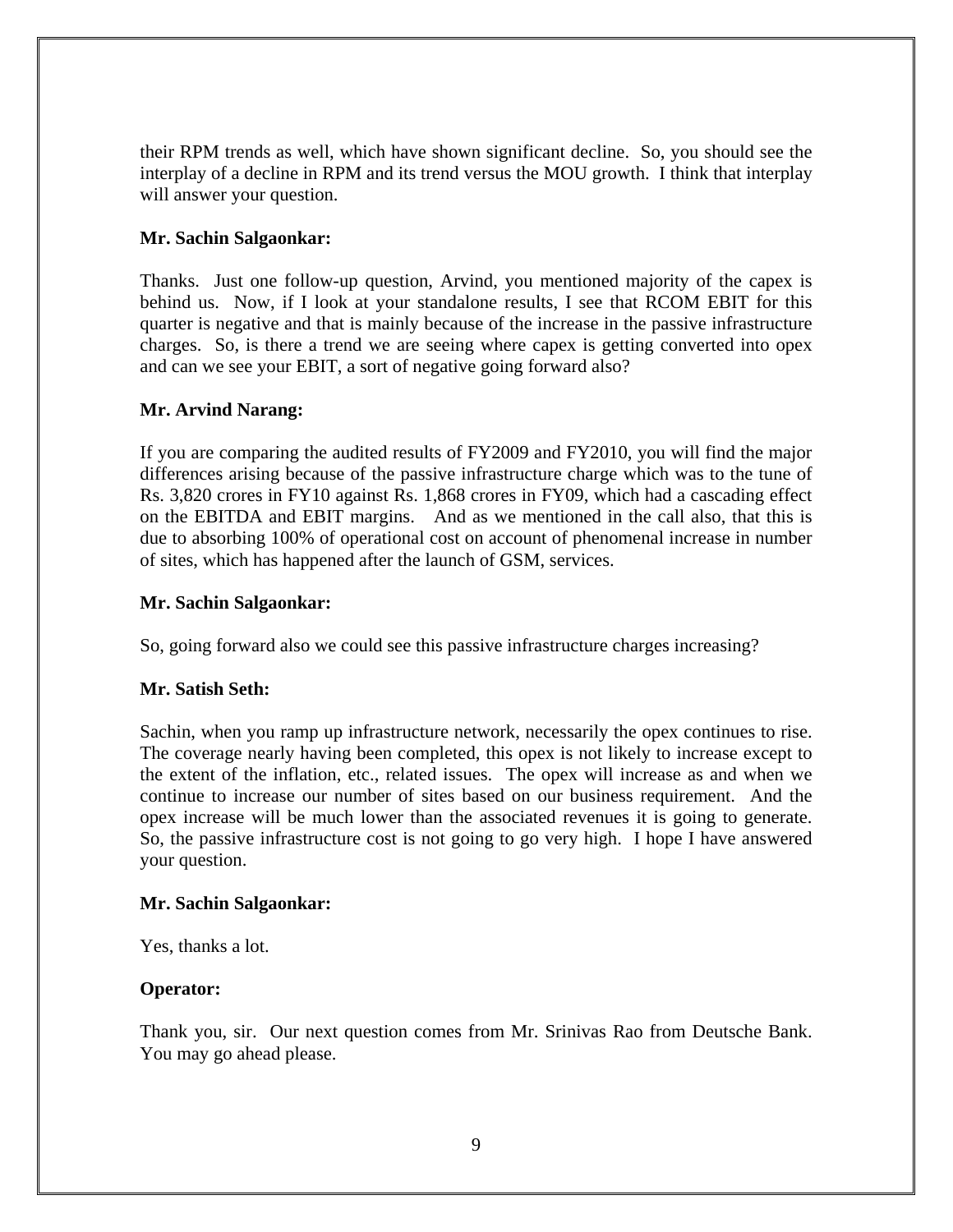their RPM trends as well, which have shown significant decline. So, you should see the interplay of a decline in RPM and its trend versus the MOU growth. I think that interplay will answer your question.

**Mr. Sachin Salgaonkar:**

Thanks. Just one follow-up question, Arvind, you mentioned majority of the capex is behind us. Now, if I look at your standalone results, I see that RCOM EBIT for this quarter is negative and that is mainly because of the increase in the passive infrastructure charges. So, is there a trend we are seeing where capex is getting converted into opex and can we see your EBIT, a sort of negative going forward also?

**Mr. Arvind Narang:**

If you are comparing the audited results of FY2009 and FY2010, you will find the major differences arising because of the passive infrastructure charge which was to the tune of Rs. 3,820 crores in FY10 against Rs. 1,868 crores in FY09, which had a cascading effect on the EBITDA and EBIT margins. And as we mentioned in the call also, that this is due to absorbing 100% of operational cost on account of phenomenal increase in number of sites, which has happened after the launch of GSM, services.

**Mr. Sachin Salgaonkar:**

So, going forward also we could see this passive infrastructure charges increasing?

**Mr. Satish Seth:**

Sachin, when you ramp up infrastructure network, necessarily the opex continues to rise. The coverage nearly having been completed, this opex is not likely to increase except to the extent of the inflation, etc., related issues. The opex will increase as and when we continue to increase our number of sites based on our business requirement. And the opex increase will be much lower than the associated revenues it is going to generate. So, the passive infrastructure cost is not going to go very high. I hope I have answered your question.

**Mr. Sachin Salgaonkar:**

Yes, thanks a lot.

**Operator:**

Thank you, sir. Our next question comes from Mr. Srinivas Rao from Deutsche Bank. You may go ahead please.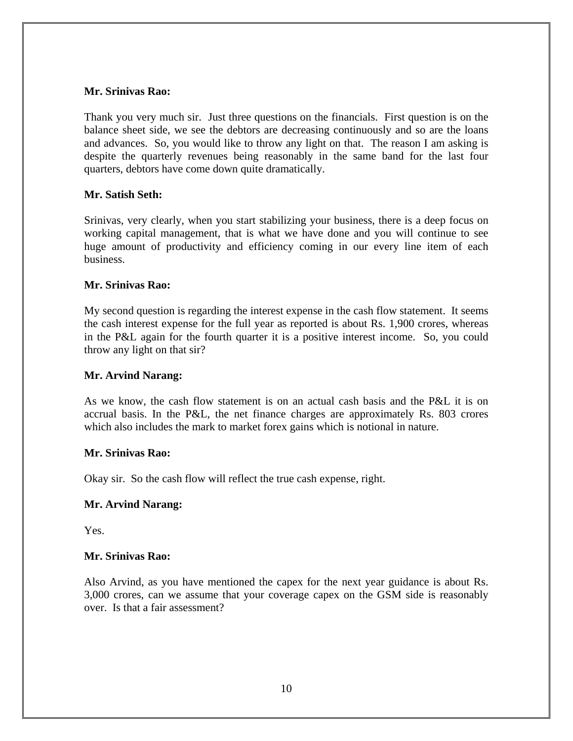**Mr. Srinivas Rao:**

Thank you very much sir. Just three questions on the financials. First question is on the balance sheet side, we see the debtors are decreasing continuously and so are the loans and advances. So, you would like to throw any light on that. The reason I am asking is despite the quarterly revenues being reasonably in the same band for the last four quarters, debtors have come down quite dramatically.

**Mr. Satish Seth:**

Srinivas, very clearly, when you start stabilizing your business, there is a deep focus on working capital management, that is what we have done and you will continue to see huge amount of productivity and efficiency coming in our every line item of each business.

**Mr. Srinivas Rao:**

My second question is regarding the interest expense in the cash flow statement. It seems the cash interest expense for the full year as reported is about Rs. 1,900 crores, whereas in the P&L again for the fourth quarter it is a positive interest income. So, you could throw any light on that sir?

**Mr. Arvind Narang:**

As we know, the cash flow statement is on an actual cash basis and the P&L it is on accrual basis. In the P&L, the net finance charges are approximately Rs. 803 crores which also includes the mark to market forex gains which is notional in nature.

**Mr. Srinivas Rao:**

Okay sir. So the cash flow will reflect the true cash expense, right.

**Mr. Arvind Narang:**

Yes.

**Mr. Srinivas Rao:**

Also Arvind, as you have mentioned the capex for the next year guidance is about Rs. 3,000 crores, can we assume that your coverage capex on the GSM side is reasonably over. Is that a fair assessment?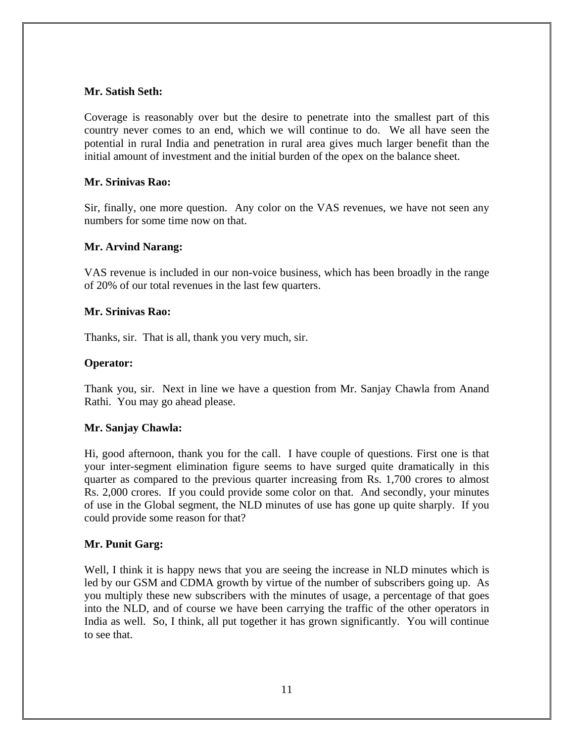**Mr. Satish Seth:**

Coverage is reasonably over but the desire to penetrate into the smallest part of this country never comes to an end, which we will continue to do. We all have seen the potential in rural India and penetration in rural area gives much larger benefit than the initial amount of investment and the initial burden of the opex on the balance sheet.

**Mr. Srinivas Rao:**

Sir, finally, one more question. Any color on the VAS revenues, we have not seen any numbers for some time now on that.

**Mr. Arvind Narang:**

VAS revenue is included in our non-voice business, which has been broadly in the range of 20% of our total revenues in the last few quarters.

**Mr. Srinivas Rao:**

Thanks, sir. That is all, thank you very much, sir.

**Operator:**

Thank you, sir. Next in line we have a question from Mr. Sanjay Chawla from Anand Rathi. You may go ahead please.

**Mr. Sanjay Chawla:**

Hi, good afternoon, thank you for the call. I have couple of questions. First one is that your inter-segment elimination figure seems to have surged quite dramatically in this quarter as compared to the previous quarter increasing from Rs. 1,700 crores to almost Rs. 2,000 crores. If you could provide some color on that. And secondly, your minutes of use in the Global segment, the NLD minutes of use has gone up quite sharply. If you could provide some reason for that?

**Mr. Punit Garg:**

Well, I think it is happy news that you are seeing the increase in NLD minutes which is led by our GSM and CDMA growth by virtue of the number of subscribers going up. As you multiply these new subscribers with the minutes of usage, a percentage of that goes into the NLD, and of course we have been carrying the traffic of the other operators in India as well. So, I think, all put together it has grown significantly. You will continue to see that.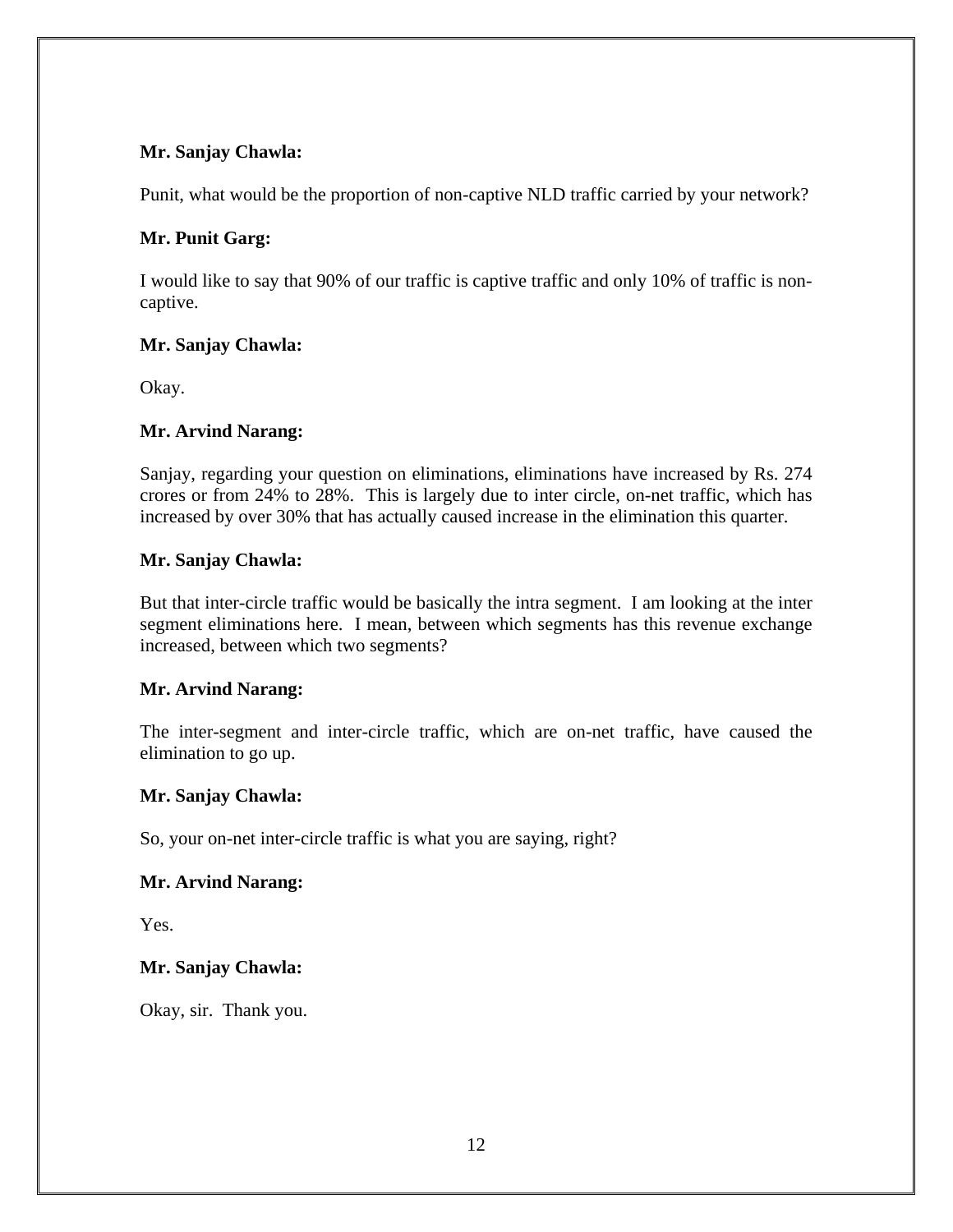**Mr. Sanjay Chawla:**

Punit, what would be the proportion of non-captive NLD traffic carried by your network?

**Mr. Punit Garg:**

I would like to say that 90% of our traffic is captive traffic and only 10% of traffic is non-captive.

**Mr. Sanjay Chawla:**

Okay.

**Mr. Arvind Narang:**

Sanjay, regarding your question on eliminations, eliminations have increased by Rs. 274 crores or from 24% to 28%. This is largely due to inter circle, on-net traffic, which has increased by over 30% that has actually caused increase in the elimination this quarter.

**Mr. Sanjay Chawla:**

But that inter-circle traffic would be basically the intra segment. I am looking at the inter segment eliminations here. I mean, between which segments has this revenue exchange increased, between which two segments?

**Mr. Arvind Narang:**

The inter-segment and inter-circle traffic, which are on-net traffic, have caused the elimination to go up.

**Mr. Sanjay Chawla:**

So, your on-net inter-circle traffic is what you are saying, right?

**Mr. Arvind Narang:**

Yes.

**Mr. Sanjay Chawla:**

Okay, sir. Thank you.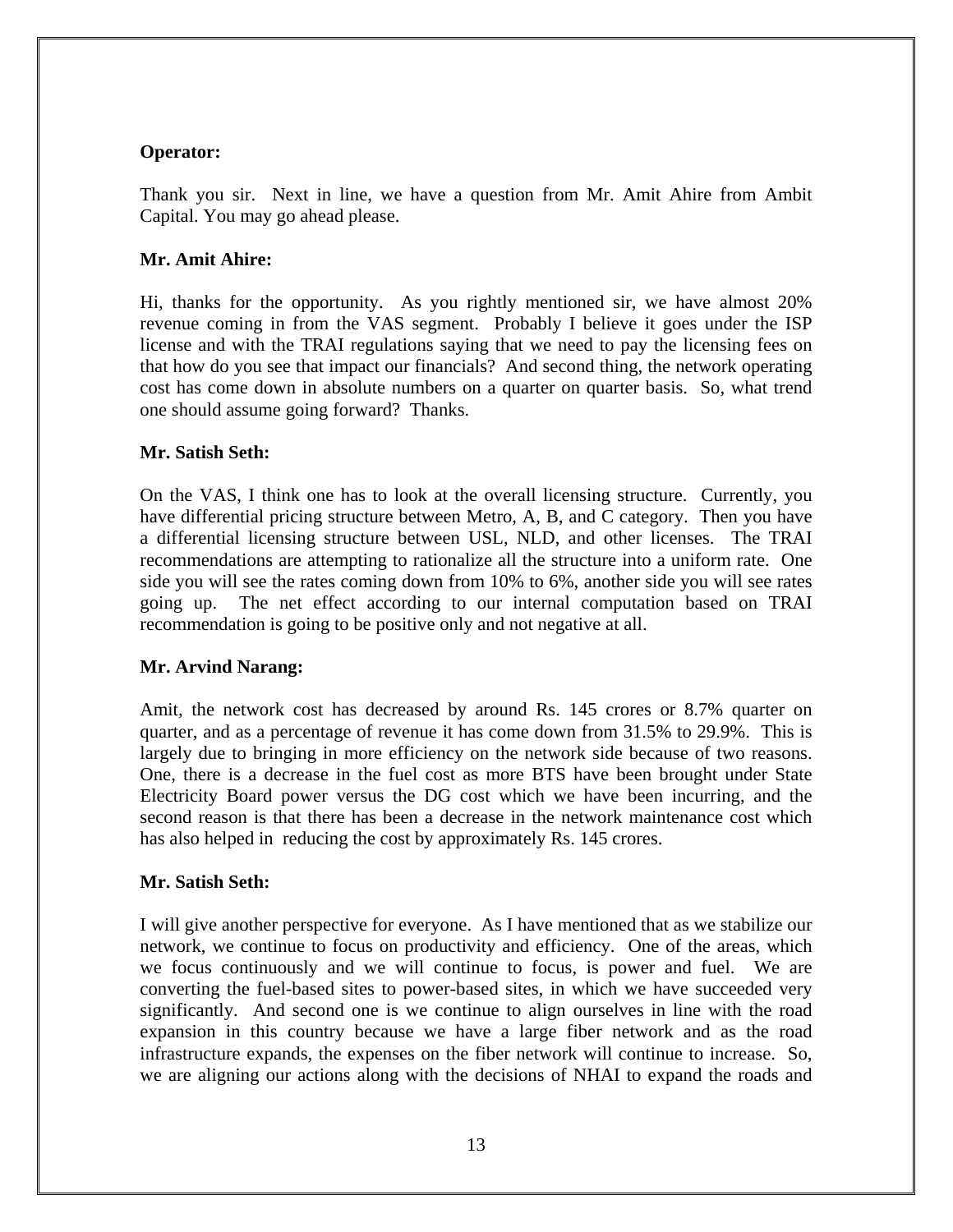**Operator:**

Thank you sir. Next in line, we have a question from Mr. Amit Ahire from Ambit Capital. You may go ahead please.

**Mr. Amit Ahire:**

Hi, thanks for the opportunity. As you rightly mentioned sir, we have almost 20% revenue coming in from the VAS segment. Probably I believe it goes under the ISP license and with the TRAI regulations saying that we need to pay the licensing fees on that how do you see that impact our financials? And second thing, the network operating cost has come down in absolute numbers on a quarter on quarter basis. So, what trend one should assume going forward? Thanks.

**Mr. Satish Seth:**

On the VAS, I think one has to look at the overall licensing structure. Currently, you have differential pricing structure between Metro, A, B, and C category. Then you have a differential licensing structure between USL, NLD, and other licenses. The TRAI recommendations are attempting to rationalize all the structure into a uniform rate. One side you will see the rates coming down from 10% to 6%, another side you will see rates going up. The net effect according to our internal computation based on TRAI recommendation is going to be positive only and not negative at all.

**Mr. Arvind Narang:**

Amit, the network cost has decreased by around Rs. 145 crores or 8.7% quarter on quarter, and as a percentage of revenue it has come down from 31.5% to 29.9%. This is largely due to bringing in more efficiency on the network side because of two reasons. One, there is a decrease in the fuel cost as more BTS have been brought under State Electricity Board power versus the DG cost which we have been incurring, and the second reason is that there has been a decrease in the network maintenance cost which has also helped in reducing the cost by approximately Rs. 145 crores.

**Mr. Satish Seth:**

I will give another perspective for everyone. As I have mentioned that as we stabilize our network, we continue to focus on productivity and efficiency. One of the areas, which we focus continuously and we will continue to focus, is power and fuel. We are converting the fuel-based sites to power-based sites, in which we have succeeded very significantly. And second one is we continue to align ourselves in line with the road expansion in this country because we have a large fiber network and as the road infrastructure expands, the expenses on the fiber network will continue to increase. So, we are aligning our actions along with the decisions of NHAI to expand the roads and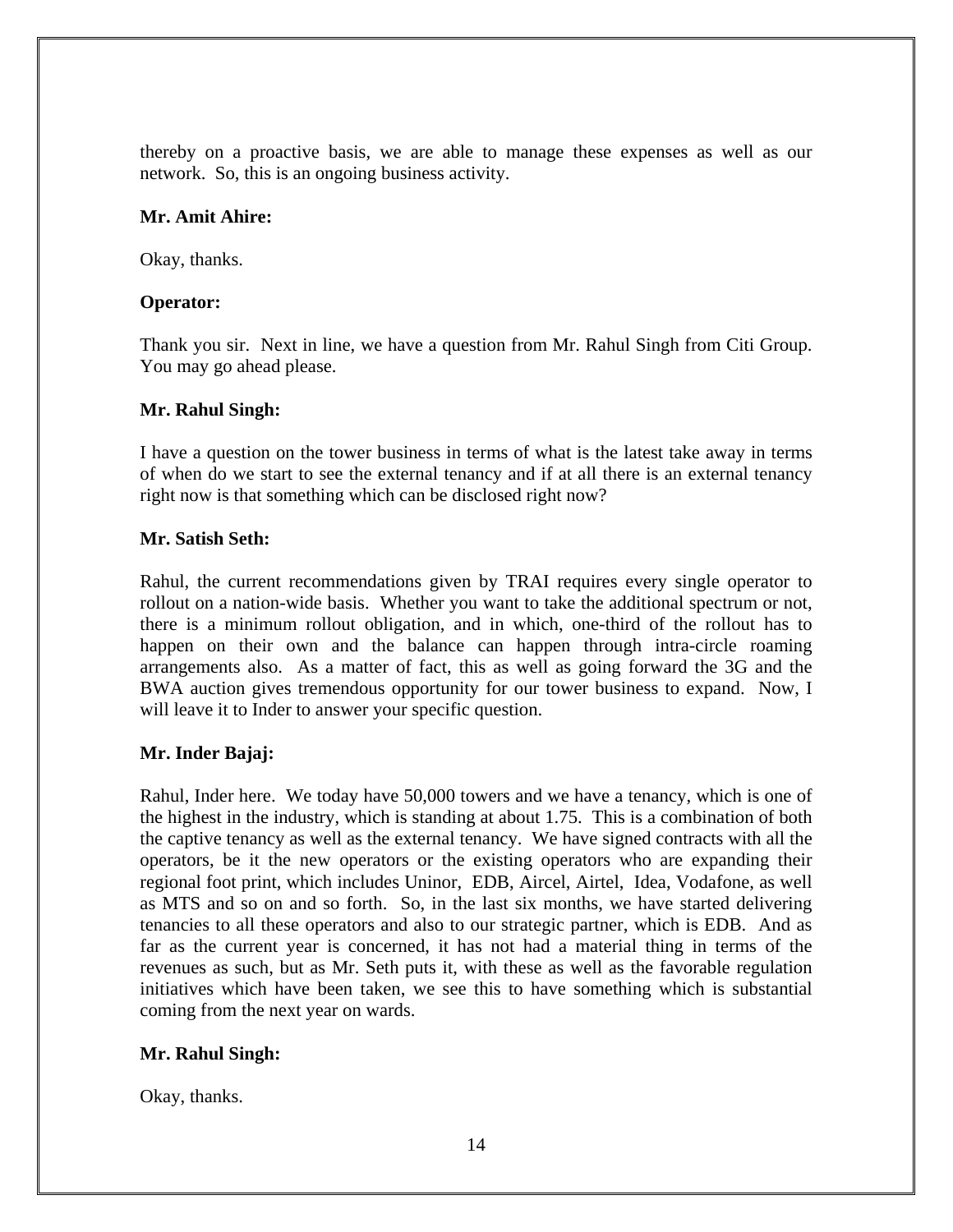thereby on a proactive basis, we are able to manage these expenses as well as our network. So, this is an ongoing business activity.

**Mr. Amit Ahire:**

Okay, thanks.

**Operator:**

Thank you sir. Next in line, we have a question from Mr. Rahul Singh from Citi Group. You may go ahead please.

**Mr. Rahul Singh:**

I have a question on the tower business in terms of what is the latest take away in terms of when do we start to see the external tenancy and if at all there is an external tenancy right now is that something which can be disclosed right now?

**Mr. Satish Seth:**

Rahul, the current recommendations given by TRAI requires every single operator to rollout on a nation-wide basis. Whether you want to take the additional spectrum or not, there is a minimum rollout obligation, and in which, one-third of the rollout has to happen on their own and the balance can happen through intra-circle roaming arrangements also. As a matter of fact, this as well as going forward the 3G and the BWA auction gives tremendous opportunity for our tower business to expand. Now, I will leave it to Inder to answer your specific question.

**Mr. Inder Bajaj:**

Rahul, Inder here. We today have 50,000 towers and we have a tenancy, which is one of the highest in the industry, which is standing at about 1.75. This is a combination of both the captive tenancy as well as the external tenancy. We have signed contracts with all the operators, be it the new operators or the existing operators who are expanding their regional foot print, which includes Uninor, EDB, Aircel, Airtel, Idea, Vodafone, as well as MTS and so on and so forth. So, in the last six months, we have started delivering tenancies to all these operators and also to our strategic partner, which is EDB. And as far as the current year is concerned, it has not had a material thing in terms of the revenues as such, but as Mr. Seth puts it, with these as well as the favorable regulation initiatives which have been taken, we see this to have something which is substantial coming from the next year on wards.

**Mr. Rahul Singh:**

Okay, thanks.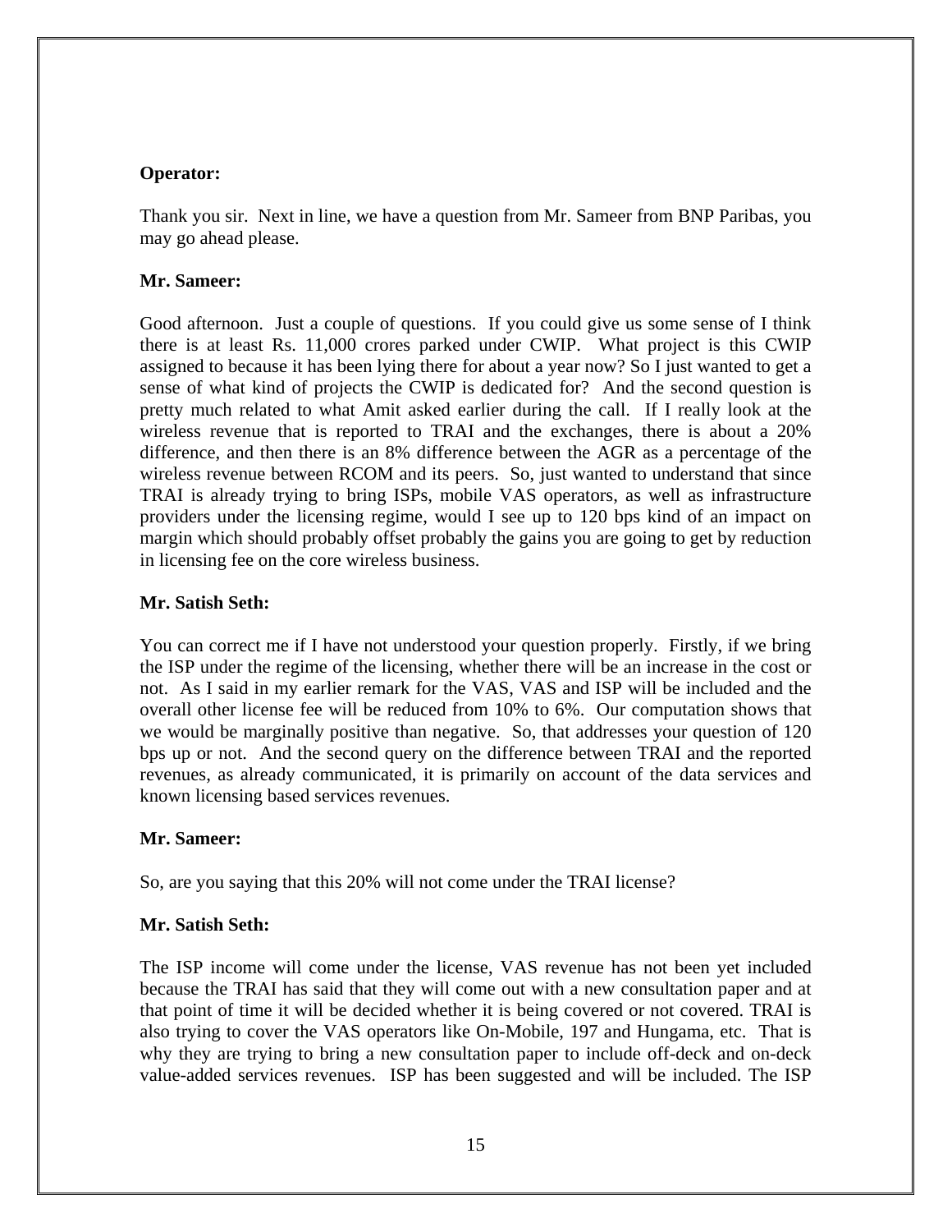**Operator:**

Thank you sir. Next in line, we have a question from Mr. Sameer from BNP Paribas, you may go ahead please.

**Mr. Sameer:**

Good afternoon. Just a couple of questions. If you could give us some sense of I think there is at least Rs. 11,000 crores parked under CWIP. What project is this CWIP assigned to because it has been lying there for about a year now? So I just wanted to get a sense of what kind of projects the CWIP is dedicated for? And the second question is pretty much related to what Amit asked earlier during the call. If I really look at the wireless revenue that is reported to TRAI and the exchanges, there is about a 20% difference, and then there is an 8% difference between the AGR as a percentage of the wireless revenue between RCOM and its peers. So, just wanted to understand that since TRAI is already trying to bring ISPs, mobile VAS operators, as well as infrastructure providers under the licensing regime, would I see up to 120 bps kind of an impact on margin which should probably offset probably the gains you are going to get by reduction in licensing fee on the core wireless business.

**Mr. Satish Seth:**

You can correct me if I have not understood your question properly. Firstly, if we bring the ISP under the regime of the licensing, whether there will be an increase in the cost or not. As I said in my earlier remark for the VAS, VAS and ISP will be included and the overall other license fee will be reduced from 10% to 6%. Our computation shows that we would be marginally positive than negative. So, that addresses your question of 120 bps up or not. And the second query on the difference between TRAI and the reported revenues, as already communicated, it is primarily on account of the data services and known licensing based services revenues.

**Mr. Sameer:**

So, are you saying that this 20% will not come under the TRAI license?

**Mr. Satish Seth:**

The ISP income will come under the license, VAS revenue has not been yet included because the TRAI has said that they will come out with a new consultation paper and at that point of time it will be decided whether it is being covered or not covered. TRAI is also trying to cover the VAS operators like On-Mobile, 197 and Hungama, etc. That is why they are trying to bring a new consultation paper to include off-deck and on-deck value-added services revenues. ISP has been suggested and will be included. The ISP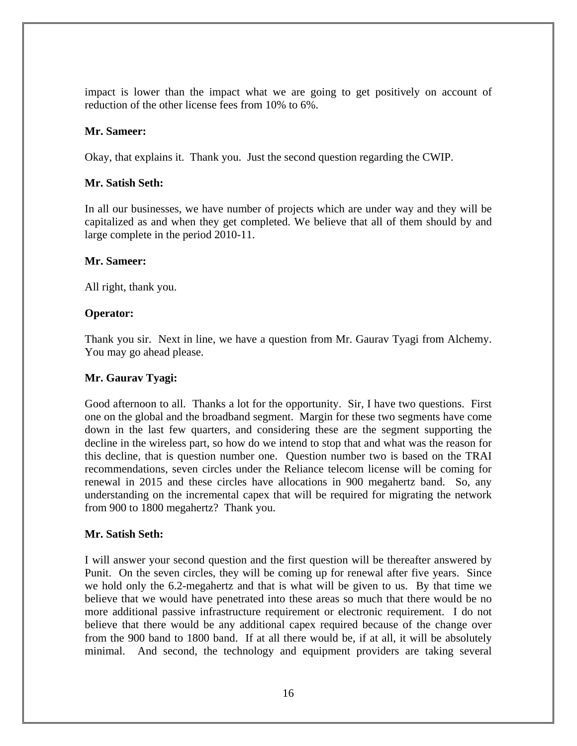impact is lower than the impact what we are going to get positively on account of reduction of the other license fees from 10% to 6%.

**Mr. Sameer:**

Okay, that explains it. Thank you. Just the second question regarding the CWIP.

**Mr. Satish Seth:**

In all our businesses, we have number of projects which are under way and they will be capitalized as and when they get completed. We believe that all of them should by and large complete in the period 2010-11.

**Mr. Sameer:**

All right, thank you.

**Operator:**

Thank you sir. Next in line, we have a question from Mr. Gaurav Tyagi from Alchemy. You may go ahead please.

**Mr. Gaurav Tyagi:**

Good afternoon to all. Thanks a lot for the opportunity. Sir, I have two questions. First one on the global and the broadband segment. Margin for these two segments have come down in the last few quarters, and considering these are the segment supporting the decline in the wireless part, so how do we intend to stop that and what was the reason for this decline, that is question number one. Question number two is based on the TRAI recommendations, seven circles under the Reliance telecom license will be coming for renewal in 2015 and these circles have allocations in 900 megahertz band. So, any understanding on the incremental capex that will be required for migrating the network from 900 to 1800 megahertz? Thank you.

**Mr. Satish Seth:**

I will answer your second question and the first question will be thereafter answered by Punit. On the seven circles, they will be coming up for renewal after five years. Since we hold only the 6.2-megahertz and that is what will be given to us. By that time we believe that we would have penetrated into these areas so much that there would be no more additional passive infrastructure requirement or electronic requirement. I do not believe that there would be any additional capex required because of the change over from the 900 band to 1800 band. If at all there would be, if at all, it will be absolutely minimal. And second, the technology and equipment providers are taking several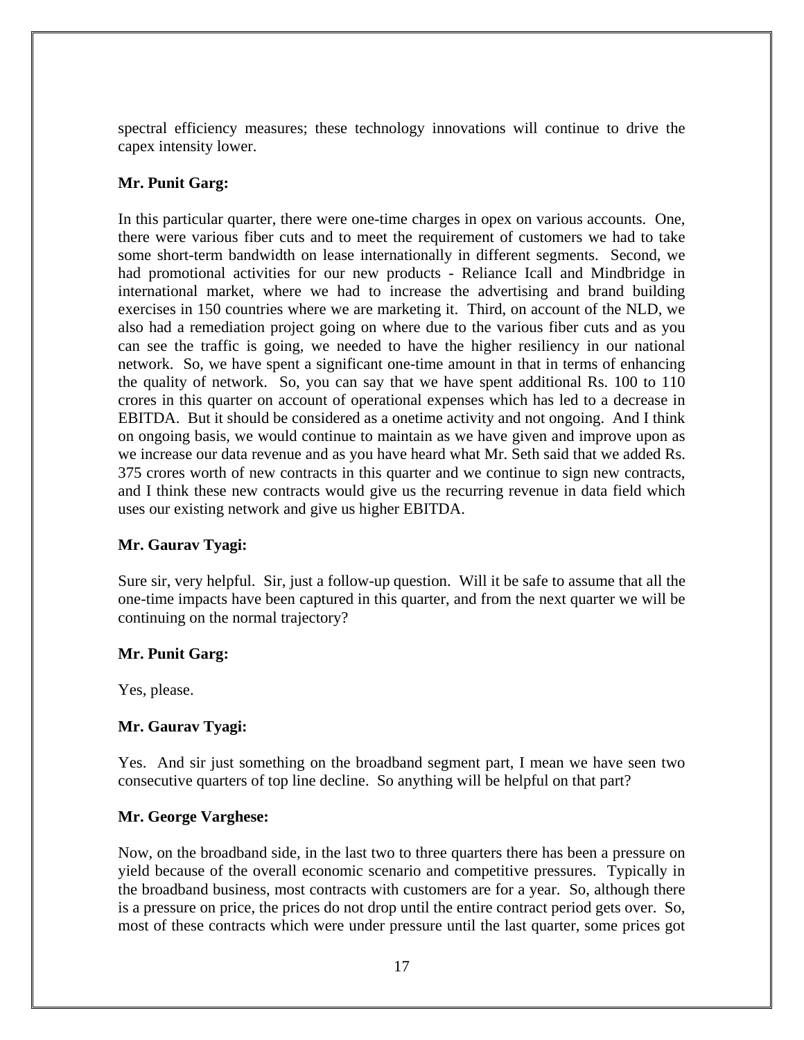spectral efficiency measures; these technology innovations will continue to drive the capex intensity lower.

**Mr. Punit Garg:**

In this particular quarter, there were one-time charges in opex on various accounts. One, there were various fiber cuts and to meet the requirement of customers we had to take some short-term bandwidth on lease internationally in different segments. Second, we had promotional activities for our new products - Reliance Icall and Mindbridge in international market, where we had to increase the advertising and brand building exercises in 150 countries where we are marketing it. Third, on account of the NLD, we also had a remediation project going on where due to the various fiber cuts and as you can see the traffic is going, we needed to have the higher resiliency in our national network. So, we have spent a significant one-time amount in that in terms of enhancing the quality of network. So, you can say that we have spent additional Rs. 100 to 110 crores in this quarter on account of operational expenses which has led to a decrease in EBITDA. But it should be considered as a onetime activity and not ongoing. And I think on ongoing basis, we would continue to maintain as we have given and improve upon as we increase our data revenue and as you have heard what Mr. Seth said that we added Rs. 375 crores worth of new contracts in this quarter and we continue to sign new contracts, and I think these new contracts would give us the recurring revenue in data field which uses our existing network and give us higher EBITDA.

**Mr. Gaurav Tyagi:**

Sure sir, very helpful. Sir, just a follow-up question. Will it be safe to assume that all the one-time impacts have been captured in this quarter, and from the next quarter we will be continuing on the normal trajectory?

**Mr. Punit Garg:**

Yes, please.

**Mr. Gaurav Tyagi:**

Yes. And sir just something on the broadband segment part, I mean we have seen two consecutive quarters of top line decline. So anything will be helpful on that part?

**Mr. George Varghese:**

Now, on the broadband side, in the last two to three quarters there has been a pressure on yield because of the overall economic scenario and competitive pressures. Typically in the broadband business, most contracts with customers are for a year. So, although there is a pressure on price, the prices do not drop until the entire contract period gets over. So, most of these contracts which were under pressure until the last quarter, some prices got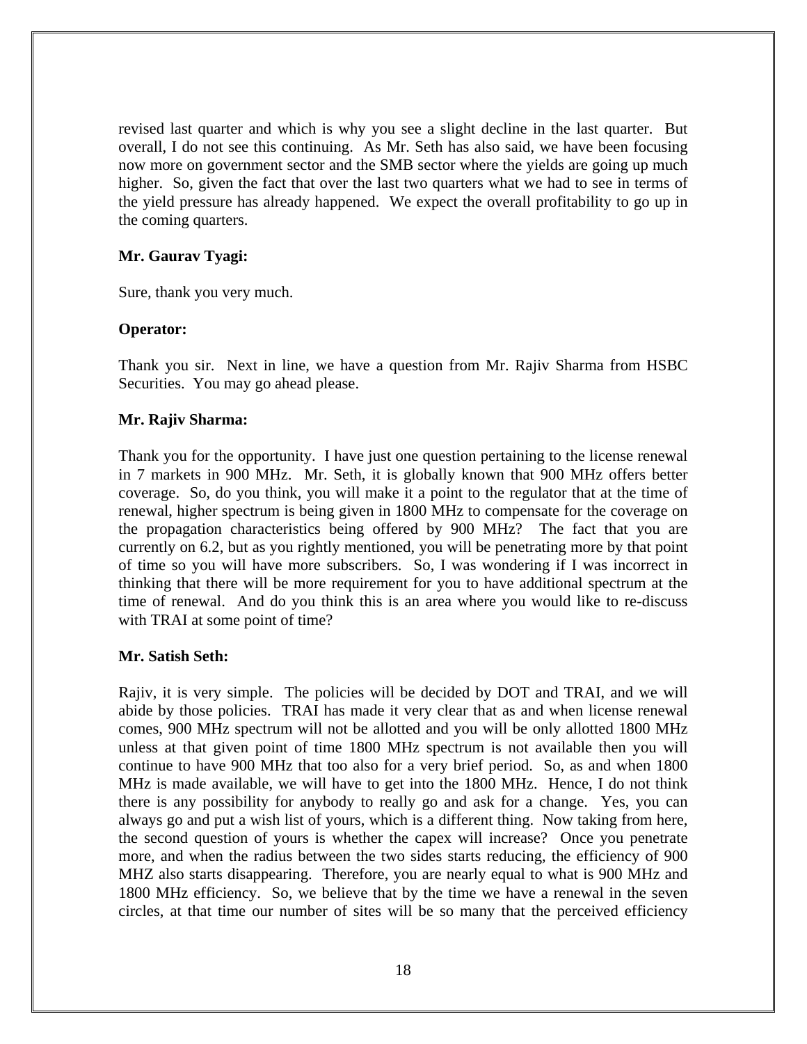revised last quarter and which is why you see a slight decline in the last quarter. But overall, I do not see this continuing. As Mr. Seth has also said, we have been focusing now more on government sector and the SMB sector where the yields are going up much higher. So, given the fact that over the last two quarters what we had to see in terms of the yield pressure has already happened. We expect the overall profitability to go up in the coming quarters.

**Mr. Gaurav Tyagi:**

Sure, thank you very much.

**Operator:**

Thank you sir. Next in line, we have a question from Mr. Rajiv Sharma from HSBC Securities. You may go ahead please.

**Mr. Rajiv Sharma:**

Thank you for the opportunity. I have just one question pertaining to the license renewal in 7 markets in 900 MHz. Mr. Seth, it is globally known that 900 MHz offers better coverage. So, do you think, you will make it a point to the regulator that at the time of renewal, higher spectrum is being given in 1800 MHz to compensate for the coverage on the propagation characteristics being offered by 900 MHz? The fact that you are currently on 6.2, but as you rightly mentioned, you will be penetrating more by that point of time so you will have more subscribers. So, I was wondering if I was incorrect in thinking that there will be more requirement for you to have additional spectrum at the time of renewal. And do you think this is an area where you would like to re-discuss with TRAI at some point of time?

**Mr. Satish Seth:**

Rajiv, it is very simple. The policies will be decided by DOT and TRAI, and we will abide by those policies. TRAI has made it very clear that as and when license renewal comes, 900 MHz spectrum will not be allotted and you will be only allotted 1800 MHz unless at that given point of time 1800 MHz spectrum is not available then you will continue to have 900 MHz that too also for a very brief period. So, as and when 1800 MHz is made available, we will have to get into the 1800 MHz. Hence, I do not think there is any possibility for anybody to really go and ask for a change. Yes, you can always go and put a wish list of yours, which is a different thing. Now taking from here, the second question of yours is whether the capex will increase? Once you penetrate more, and when the radius between the two sides starts reducing, the efficiency of 900 MHZ also starts disappearing. Therefore, you are nearly equal to what is 900 MHz and 1800 MHz efficiency. So, we believe that by the time we have a renewal in the seven circles, at that time our number of sites will be so many that the perceived efficiency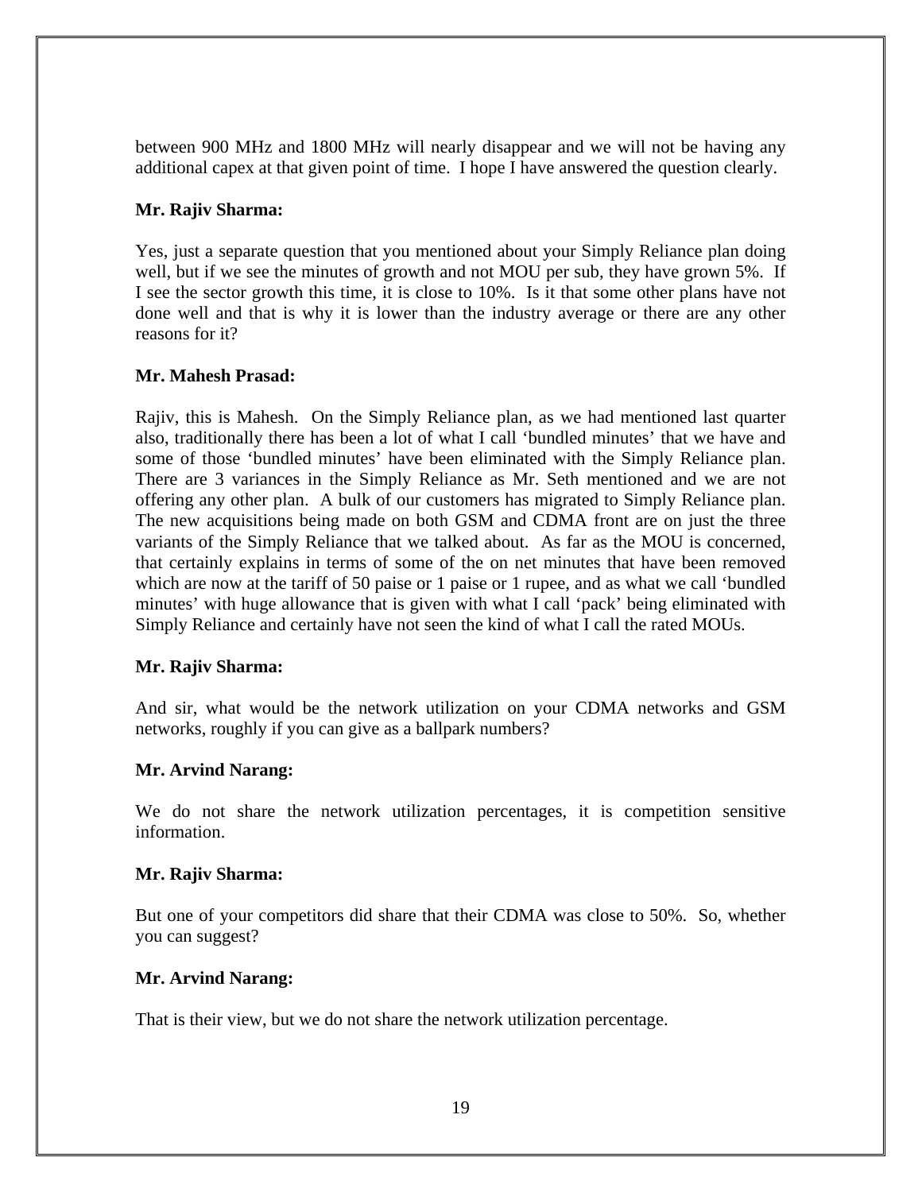between 900 MHz and 1800 MHz will nearly disappear and we will not be having any additional capex at that given point of time. I hope I have answered the question clearly.

**Mr. Rajiv Sharma:**

Yes, just a separate question that you mentioned about your Simply Reliance plan doing well, but if we see the minutes of growth and not MOU per sub, they have grown 5%. If I see the sector growth this time, it is close to 10%. Is it that some other plans have not done well and that is why it is lower than the industry average or there are any other reasons for it?

**Mr. Mahesh Prasad:**

Rajiv, this is Mahesh. On the Simply Reliance plan, as we had mentioned last quarter also, traditionally there has been a lot of what I call 'bundled minutes' that we have and some of those 'bundled minutes' have been eliminated with the Simply Reliance plan. There are 3 variances in the Simply Reliance as Mr. Seth mentioned and we are not offering any other plan. A bulk of our customers has migrated to Simply Reliance plan. The new acquisitions being made on both GSM and CDMA front are on just the three variants of the Simply Reliance that we talked about. As far as the MOU is concerned, that certainly explains in terms of some of the on net minutes that have been removed which are now at the tariff of 50 paise or 1 paise or 1 rupee, and as what we call 'bundled minutes' with huge allowance that is given with what I call 'pack' being eliminated with Simply Reliance and certainly have not seen the kind of what I call the rated MOUs.

**Mr. Rajiv Sharma:**

And sir, what would be the network utilization on your CDMA networks and GSM networks, roughly if you can give as a ballpark numbers?

**Mr. Arvind Narang:**

We do not share the network utilization percentages, it is competition sensitive information.

**Mr. Rajiv Sharma:**

But one of your competitors did share that their CDMA was close to 50%. So, whether you can suggest?

**Mr. Arvind Narang:**

That is their view, but we do not share the network utilization percentage.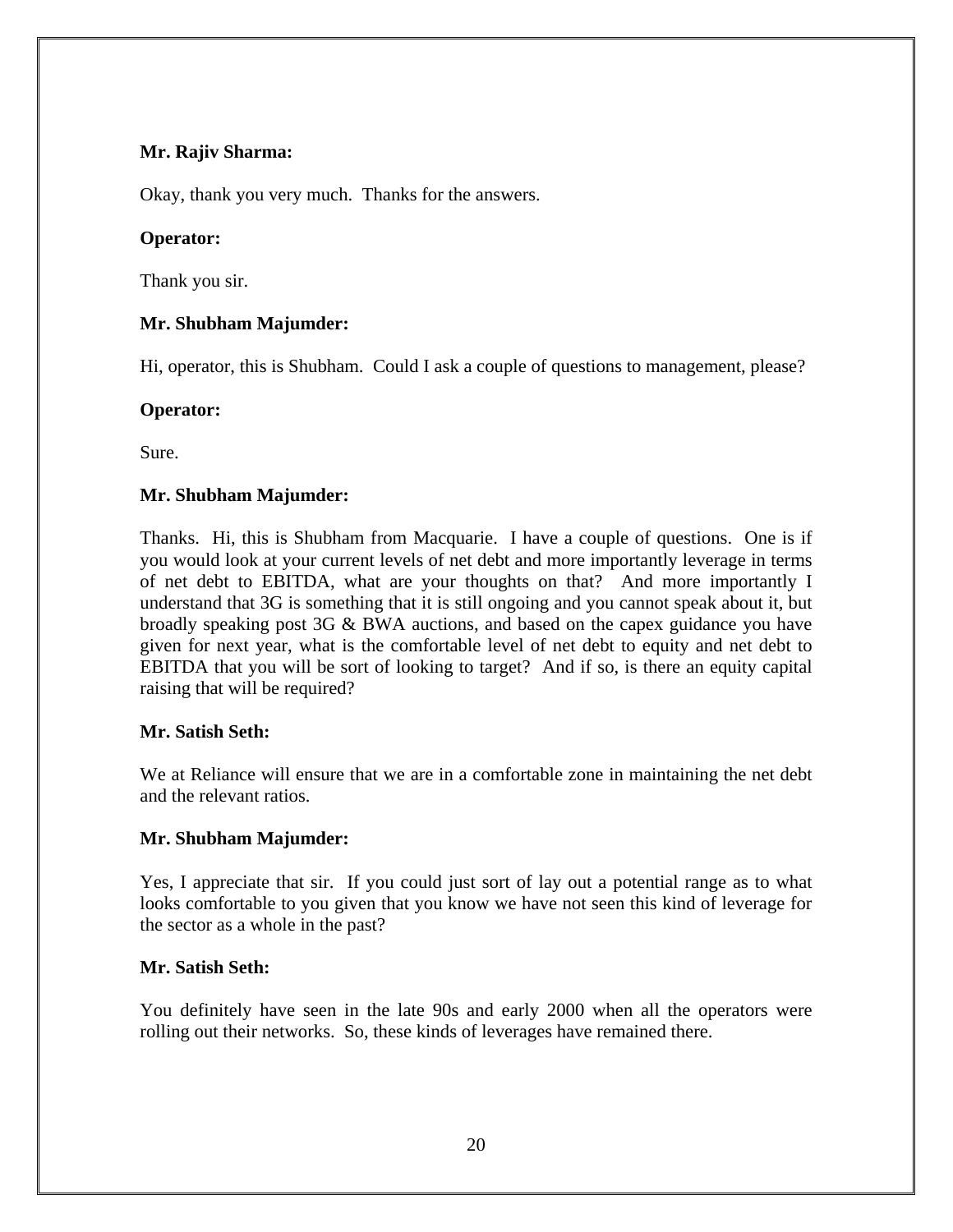**Mr. Rajiv Sharma:**

Okay, thank you very much. Thanks for the answers.

**Operator:**

Thank you sir.

**Mr. Shubham Majumder:**

Hi, operator, this is Shubham. Could I ask a couple of questions to management, please?

**Operator:**

Sure.

**Mr. Shubham Majumder:**

Thanks. Hi, this is Shubham from Macquarie. I have a couple of questions. One is if you would look at your current levels of net debt and more importantly leverage in terms of net debt to EBITDA, what are your thoughts on that? And more importantly I understand that 3G is something that it is still ongoing and you cannot speak about it, but broadly speaking post 3G & BWA auctions, and based on the capex guidance you have given for next year, what is the comfortable level of net debt to equity and net debt to EBITDA that you will be sort of looking to target? And if so, is there an equity capital raising that will be required?

**Mr. Satish Seth:**

We at Reliance will ensure that we are in a comfortable zone in maintaining the net debt and the relevant ratios.

**Mr. Shubham Majumder:**

Yes, I appreciate that sir. If you could just sort of lay out a potential range as to what looks comfortable to you given that you know we have not seen this kind of leverage for the sector as a whole in the past?

**Mr. Satish Seth:**

You definitely have seen in the late 90s and early 2000 when all the operators were rolling out their networks. So, these kinds of leverages have remained there.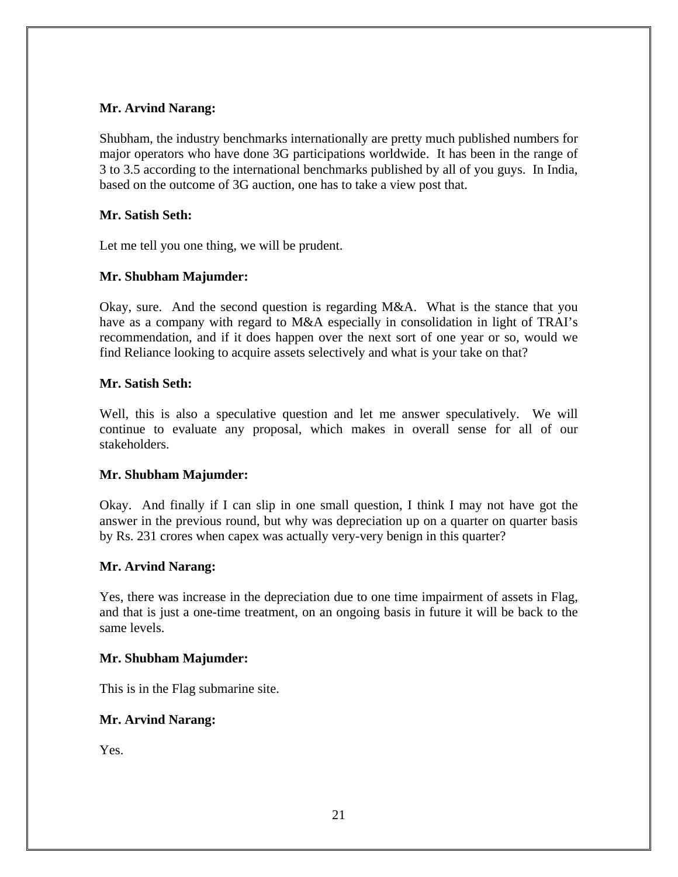**Mr. Arvind Narang:**

Shubham, the industry benchmarks internationally are pretty much published numbers for major operators who have done 3G participations worldwide. It has been in the range of 3 to 3.5 according to the international benchmarks published by all of you guys. In India, based on the outcome of 3G auction, one has to take a view post that.

**Mr. Satish Seth:**

Let me tell you one thing, we will be prudent.

**Mr. Shubham Majumder:**

Okay, sure. And the second question is regarding M&A. What is the stance that you have as a company with regard to M&A especially in consolidation in light of TRAI's recommendation, and if it does happen over the next sort of one year or so, would we find Reliance looking to acquire assets selectively and what is your take on that?

**Mr. Satish Seth:**

Well, this is also a speculative question and let me answer speculatively. We will continue to evaluate any proposal, which makes in overall sense for all of our stakeholders.

**Mr. Shubham Majumder:**

Okay. And finally if I can slip in one small question, I think I may not have got the answer in the previous round, but why was depreciation up on a quarter on quarter basis by Rs. 231 crores when capex was actually very-very benign in this quarter?

**Mr. Arvind Narang:**

Yes, there was increase in the depreciation due to one time impairment of assets in Flag, and that is just a one-time treatment, on an ongoing basis in future it will be back to the same levels.

**Mr. Shubham Majumder:**

This is in the Flag submarine site.

**Mr. Arvind Narang:**

Yes.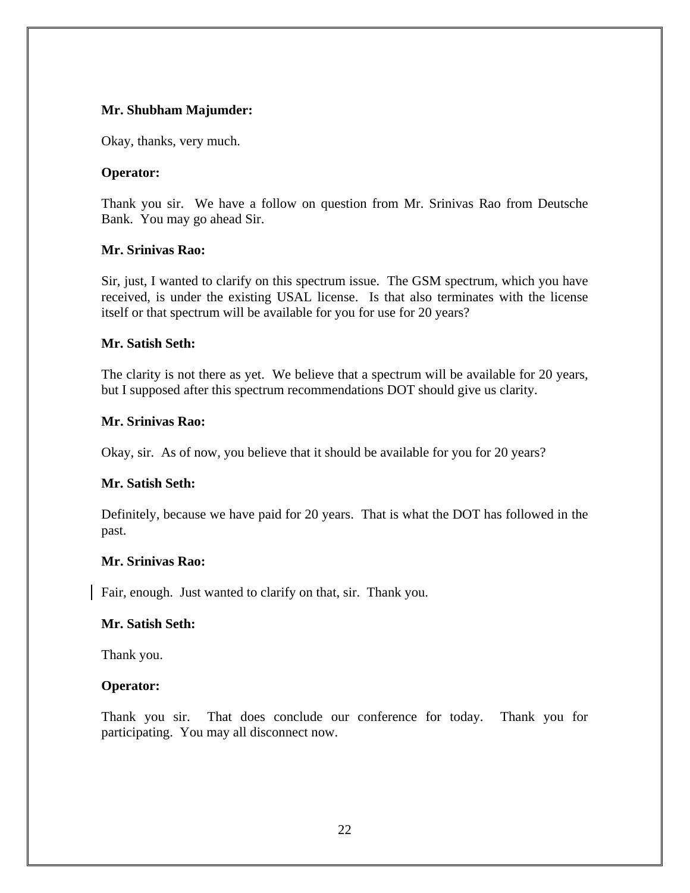**Mr. Shubham Majumder:**

Okay, thanks, very much.

**Operator:**

Thank you sir. We have a follow on question from Mr. Srinivas Rao from Deutsche Bank. You may go ahead Sir.

**Mr. Srinivas Rao:**

Sir, just, I wanted to clarify on this spectrum issue. The GSM spectrum, which you have received, is under the existing USAL license. Is that also terminates with the license itself or that spectrum will be available for you for use for 20 years?

**Mr. Satish Seth:**

The clarity is not there as yet. We believe that a spectrum will be available for 20 years, but I supposed after this spectrum recommendations DOT should give us clarity.

**Mr. Srinivas Rao:**

Okay, sir. As of now, you believe that it should be available for you for 20 years?

**Mr. Satish Seth:**

Definitely, because we have paid for 20 years. That is what the DOT has followed in the past.

**Mr. Srinivas Rao:**

Fair, enough. Just wanted to clarify on that, sir. Thank you.

**Mr. Satish Seth:**

Thank you.

**Operator:**

Thank you sir. That does conclude our conference for today. Thank you for participating. You may all disconnect now.